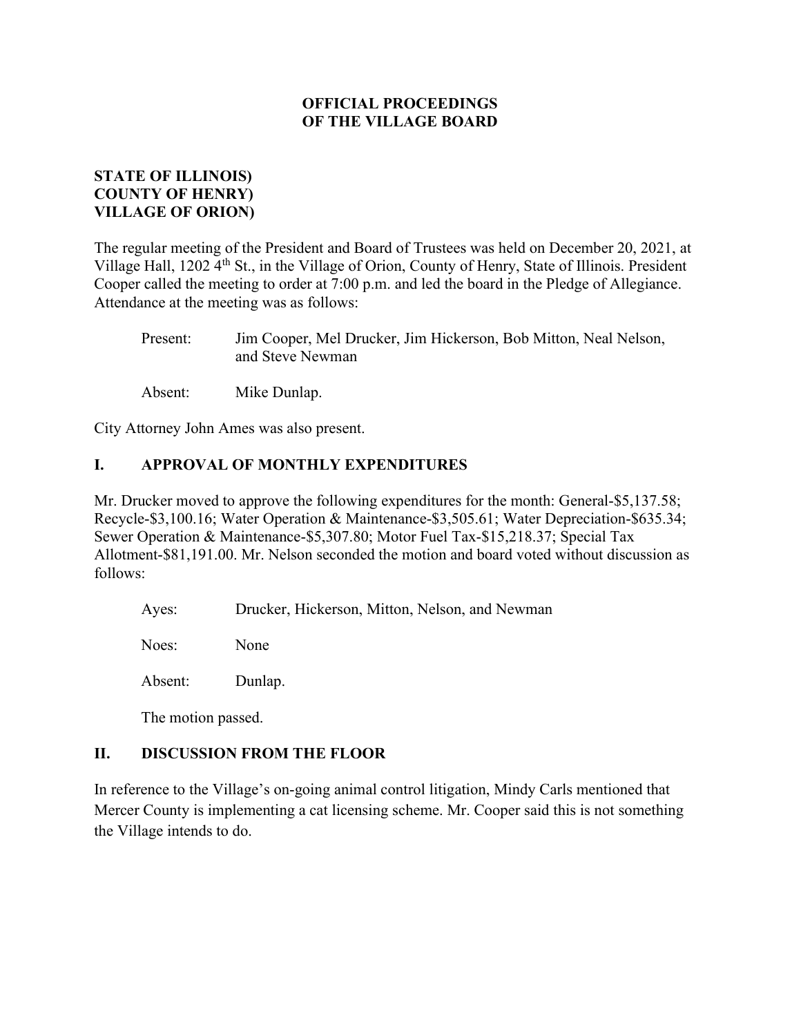# OFFICIAL PROCEEDINGS OF THE VILLAGE BOARD

**STATE OF ILLINOIS)**
**COUNTY OF HENRY)**
**VILLAGE OF ORION)**

The regular meeting of the President and Board of Trustees was held on December 20, 2021, at Village Hall, 1202 4th St., in the Village of Orion, County of Henry, State of Illinois. President Cooper called the meeting to order at 7:00 p.m. and led the board in the Pledge of Allegiance. Attendance at the meeting was as follows:

> Present: Jim Cooper, Mel Drucker, Jim Hickerson, Bob Mitton, Neal Nelson, and Steve Newman
>
> Absent: Mike Dunlap.

City Attorney John Ames was also present.

## I. APPROVAL OF MONTHLY EXPENDITURES

Mr. Drucker moved to approve the following expenditures for the month: General-$5,137.58; Recycle-$3,100.16; Water Operation & Maintenance-$3,505.61; Water Depreciation-$635.34; Sewer Operation & Maintenance-$5,307.80; Motor Fuel Tax-$15,218.37; Special Tax Allotment-$81,191.00. Mr. Nelson seconded the motion and board voted without discussion as follows:

> Ayes: Drucker, Hickerson, Mitton, Nelson, and Newman
>
> Noes: None
>
> Absent: Dunlap.
>
> The motion passed.

## II. DISCUSSION FROM THE FLOOR

In reference to the Village's on-going animal control litigation, Mindy Carls mentioned that Mercer County is implementing a cat licensing scheme. Mr. Cooper said this is not something the Village intends to do.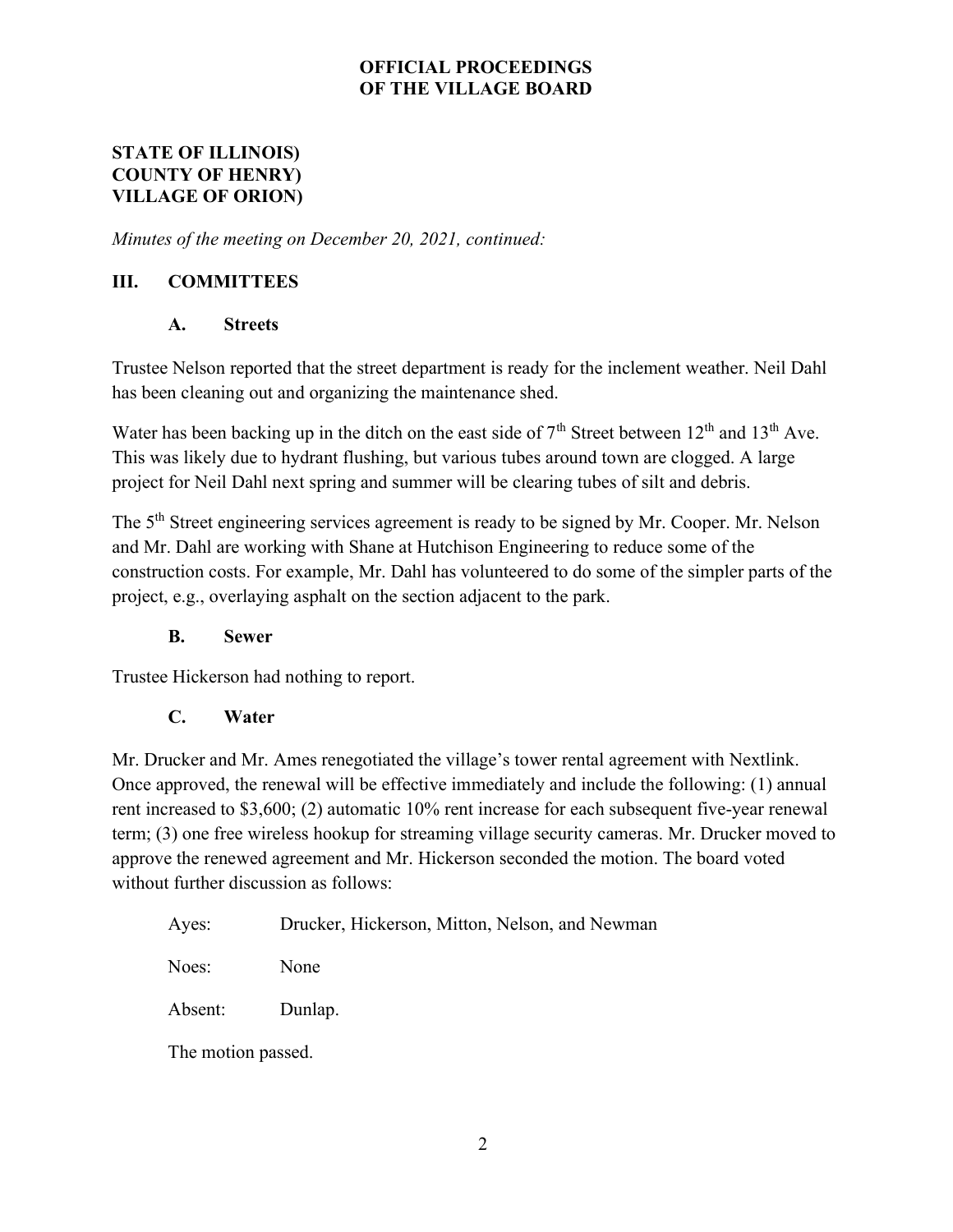**OFFICIAL PROCEEDINGS**
**OF THE VILLAGE BOARD**

**STATE OF ILLINOIS)**
**COUNTY OF HENRY)**
**VILLAGE OF ORION)**

*Minutes of the meeting on December 20, 2021, continued:*

## III. COMMITTEES

### A. Streets

Trustee Nelson reported that the street department is ready for the inclement weather. Neil Dahl has been cleaning out and organizing the maintenance shed.

Water has been backing up in the ditch on the east side of 7th Street between 12th and 13th Ave. This was likely due to hydrant flushing, but various tubes around town are clogged. A large project for Neil Dahl next spring and summer will be clearing tubes of silt and debris.

The 5th Street engineering services agreement is ready to be signed by Mr. Cooper. Mr. Nelson and Mr. Dahl are working with Shane at Hutchison Engineering to reduce some of the construction costs. For example, Mr. Dahl has volunteered to do some of the simpler parts of the project, e.g., overlaying asphalt on the section adjacent to the park.

### B. Sewer

Trustee Hickerson had nothing to report.

### C. Water

Mr. Drucker and Mr. Ames renegotiated the village's tower rental agreement with Nextlink. Once approved, the renewal will be effective immediately and include the following: (1) annual rent increased to $3,600; (2) automatic 10% rent increase for each subsequent five-year renewal term; (3) one free wireless hookup for streaming village security cameras. Mr. Drucker moved to approve the renewed agreement and Mr. Hickerson seconded the motion. The board voted without further discussion as follows:

Ayes: Drucker, Hickerson, Mitton, Nelson, and Newman

Noes: None

Absent: Dunlap.

The motion passed.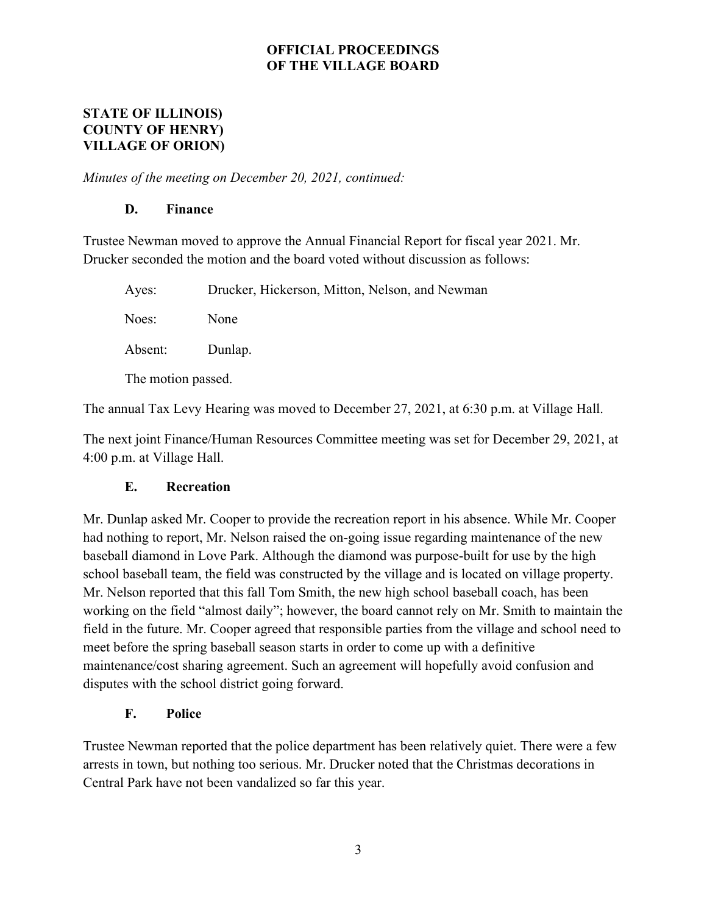**OFFICIAL PROCEEDINGS**
**OF THE VILLAGE BOARD**

**STATE OF ILLINOIS)**
**COUNTY OF HENRY)**
**VILLAGE OF ORION)**

*Minutes of the meeting on December 20, 2021, continued:*

### D. Finance

Trustee Newman moved to approve the Annual Financial Report for fiscal year 2021. Mr. Drucker seconded the motion and the board voted without discussion as follows:

Ayes: Drucker, Hickerson, Mitton, Nelson, and Newman

Noes: None

Absent: Dunlap.

The motion passed.

The annual Tax Levy Hearing was moved to December 27, 2021, at 6:30 p.m. at Village Hall.

The next joint Finance/Human Resources Committee meeting was set for December 29, 2021, at 4:00 p.m. at Village Hall.

### E. Recreation

Mr. Dunlap asked Mr. Cooper to provide the recreation report in his absence. While Mr. Cooper had nothing to report, Mr. Nelson raised the on-going issue regarding maintenance of the new baseball diamond in Love Park. Although the diamond was purpose-built for use by the high school baseball team, the field was constructed by the village and is located on village property. Mr. Nelson reported that this fall Tom Smith, the new high school baseball coach, has been working on the field "almost daily"; however, the board cannot rely on Mr. Smith to maintain the field in the future. Mr. Cooper agreed that responsible parties from the village and school need to meet before the spring baseball season starts in order to come up with a definitive maintenance/cost sharing agreement. Such an agreement will hopefully avoid confusion and disputes with the school district going forward.

### F. Police

Trustee Newman reported that the police department has been relatively quiet. There were a few arrests in town, but nothing too serious. Mr. Drucker noted that the Christmas decorations in Central Park have not been vandalized so far this year.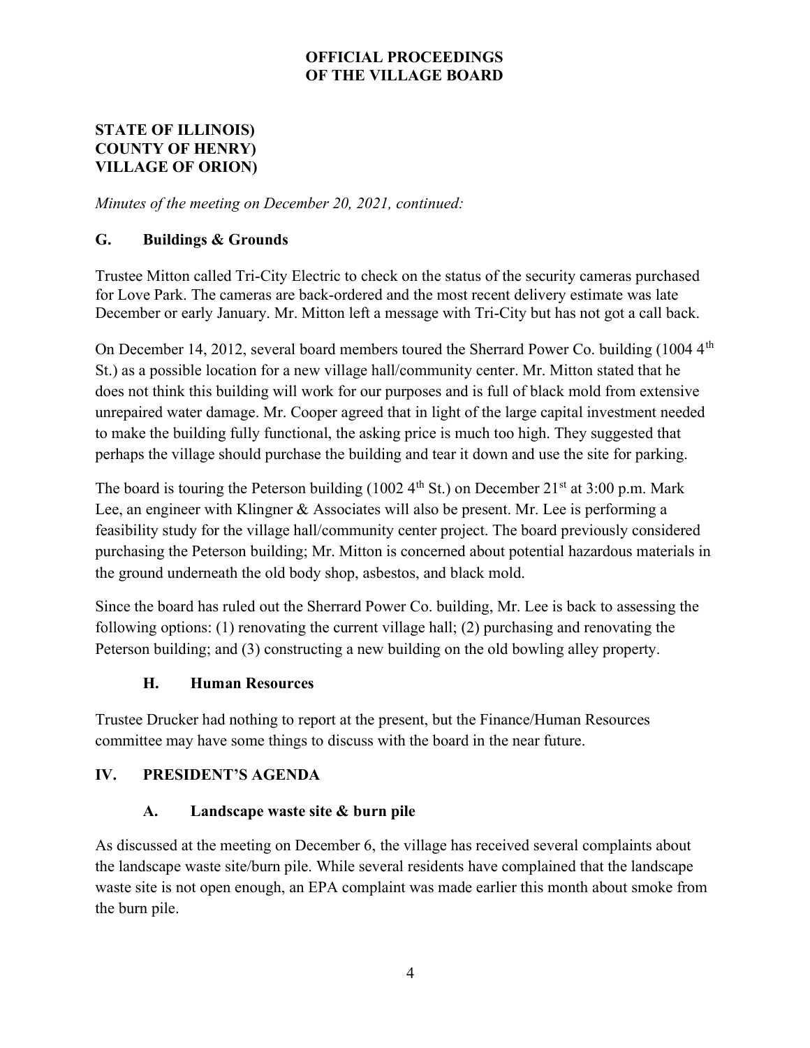**OFFICIAL PROCEEDINGS OF THE VILLAGE BOARD**

**STATE OF ILLINOIS)**
**COUNTY OF HENRY)**
**VILLAGE OF ORION)**

*Minutes of the meeting on December 20, 2021, continued:*

## G. Buildings & Grounds

Trustee Mitton called Tri-City Electric to check on the status of the security cameras purchased for Love Park. The cameras are back-ordered and the most recent delivery estimate was late December or early January. Mr. Mitton left a message with Tri-City but has not got a call back.

On December 14, 2012, several board members toured the Sherrard Power Co. building (1004 4th St.) as a possible location for a new village hall/community center. Mr. Mitton stated that he does not think this building will work for our purposes and is full of black mold from extensive unrepaired water damage. Mr. Cooper agreed that in light of the large capital investment needed to make the building fully functional, the asking price is much too high. They suggested that perhaps the village should purchase the building and tear it down and use the site for parking.

The board is touring the Peterson building (1002 4th St.) on December 21st at 3:00 p.m. Mark Lee, an engineer with Klingner & Associates will also be present. Mr. Lee is performing a feasibility study for the village hall/community center project. The board previously considered purchasing the Peterson building; Mr. Mitton is concerned about potential hazardous materials in the ground underneath the old body shop, asbestos, and black mold.

Since the board has ruled out the Sherrard Power Co. building, Mr. Lee is back to assessing the following options: (1) renovating the current village hall; (2) purchasing and renovating the Peterson building; and (3) constructing a new building on the old bowling alley property.

## H. Human Resources

Trustee Drucker had nothing to report at the present, but the Finance/Human Resources committee may have some things to discuss with the board in the near future.

# IV. PRESIDENT'S AGENDA

## A. Landscape waste site & burn pile

As discussed at the meeting on December 6, the village has received several complaints about the landscape waste site/burn pile. While several residents have complained that the landscape waste site is not open enough, an EPA complaint was made earlier this month about smoke from the burn pile.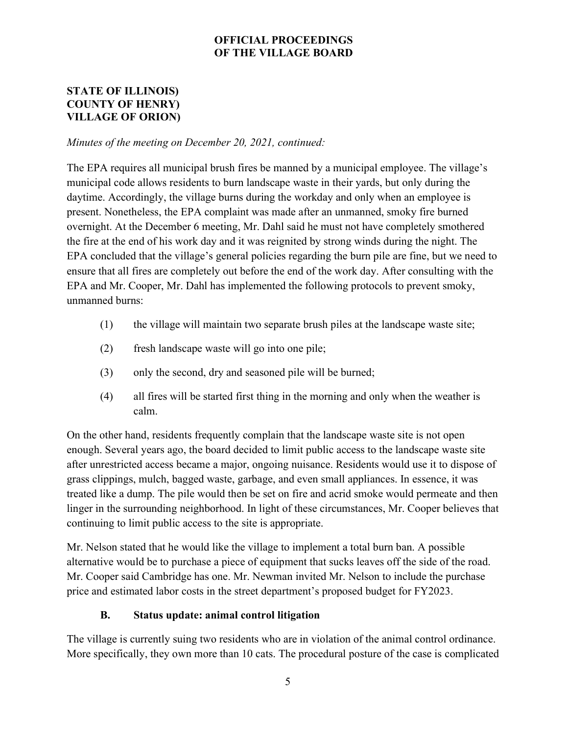**OFFICIAL PROCEEDINGS**
**OF THE VILLAGE BOARD**

**STATE OF ILLINOIS)**
**COUNTY OF HENRY)**
**VILLAGE OF ORION)**

*Minutes of the meeting on December 20, 2021, continued:*

The EPA requires all municipal brush fires be manned by a municipal employee. The village's municipal code allows residents to burn landscape waste in their yards, but only during the daytime. Accordingly, the village burns during the workday and only when an employee is present. Nonetheless, the EPA complaint was made after an unmanned, smoky fire burned overnight. At the December 6 meeting, Mr. Dahl said he must not have completely smothered the fire at the end of his work day and it was reignited by strong winds during the night. The EPA concluded that the village's general policies regarding the burn pile are fine, but we need to ensure that all fires are completely out before the end of the work day. After consulting with the EPA and Mr. Cooper, Mr. Dahl has implemented the following protocols to prevent smoky, unmanned burns:

(1) the village will maintain two separate brush piles at the landscape waste site;

(2) fresh landscape waste will go into one pile;

(3) only the second, dry and seasoned pile will be burned;

(4) all fires will be started first thing in the morning and only when the weather is calm.

On the other hand, residents frequently complain that the landscape waste site is not open enough. Several years ago, the board decided to limit public access to the landscape waste site after unrestricted access became a major, ongoing nuisance. Residents would use it to dispose of grass clippings, mulch, bagged waste, garbage, and even small appliances. In essence, it was treated like a dump. The pile would then be set on fire and acrid smoke would permeate and then linger in the surrounding neighborhood. In light of these circumstances, Mr. Cooper believes that continuing to limit public access to the site is appropriate.

Mr. Nelson stated that he would like the village to implement a total burn ban. A possible alternative would be to purchase a piece of equipment that sucks leaves off the side of the road. Mr. Cooper said Cambridge has one. Mr. Newman invited Mr. Nelson to include the purchase price and estimated labor costs in the street department's proposed budget for FY2023.

### B. Status update: animal control litigation

The village is currently suing two residents who are in violation of the animal control ordinance. More specifically, they own more than 10 cats. The procedural posture of the case is complicated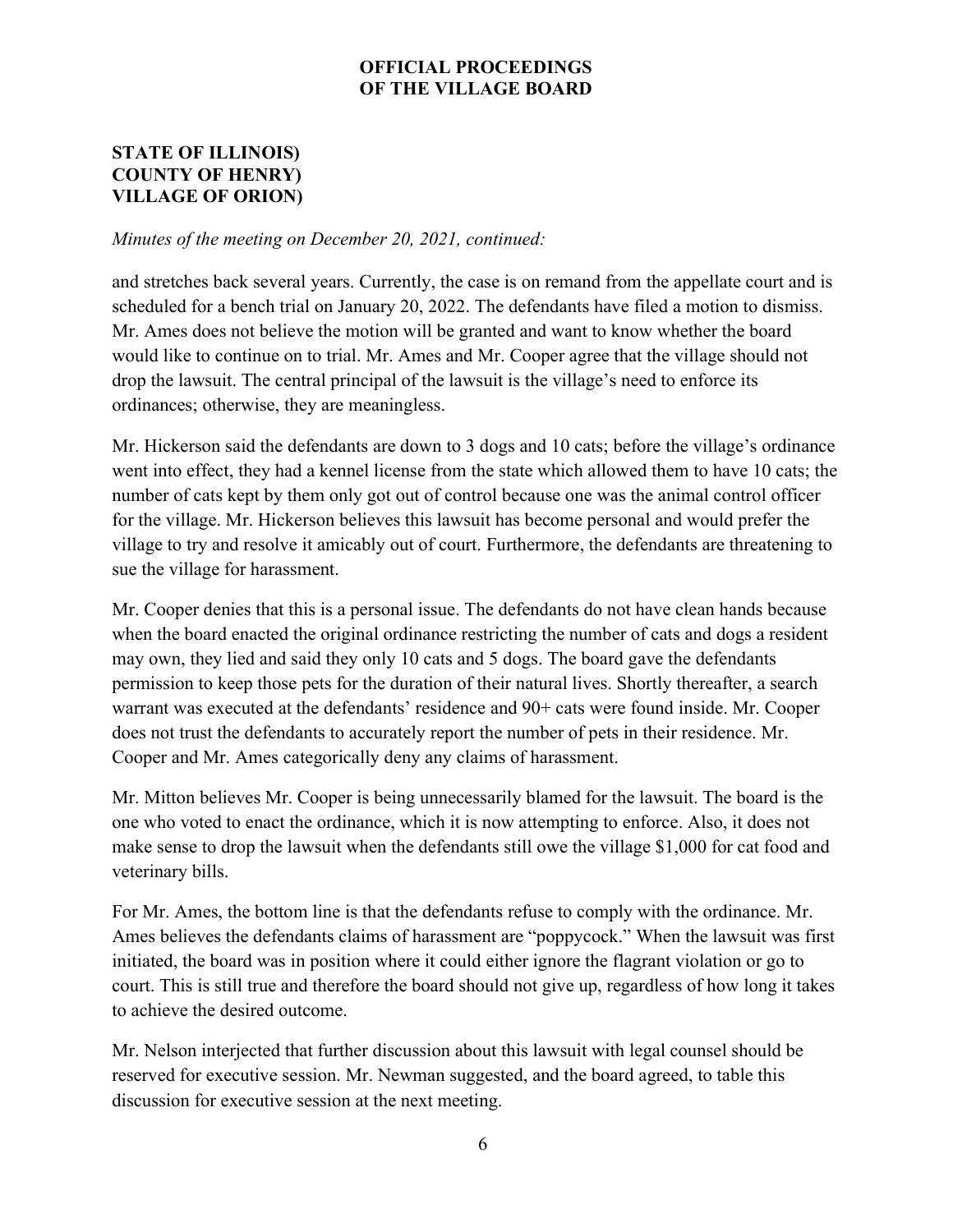**OFFICIAL PROCEEDINGS OF THE VILLAGE BOARD**

**STATE OF ILLINOIS)**
**COUNTY OF HENRY)**
**VILLAGE OF ORION)**

*Minutes of the meeting on December 20, 2021, continued:*

and stretches back several years. Currently, the case is on remand from the appellate court and is scheduled for a bench trial on January 20, 2022. The defendants have filed a motion to dismiss. Mr. Ames does not believe the motion will be granted and want to know whether the board would like to continue on to trial. Mr. Ames and Mr. Cooper agree that the village should not drop the lawsuit. The central principal of the lawsuit is the village's need to enforce its ordinances; otherwise, they are meaningless.

Mr. Hickerson said the defendants are down to 3 dogs and 10 cats; before the village's ordinance went into effect, they had a kennel license from the state which allowed them to have 10 cats; the number of cats kept by them only got out of control because one was the animal control officer for the village. Mr. Hickerson believes this lawsuit has become personal and would prefer the village to try and resolve it amicably out of court. Furthermore, the defendants are threatening to sue the village for harassment.

Mr. Cooper denies that this is a personal issue. The defendants do not have clean hands because when the board enacted the original ordinance restricting the number of cats and dogs a resident may own, they lied and said they only 10 cats and 5 dogs. The board gave the defendants permission to keep those pets for the duration of their natural lives. Shortly thereafter, a search warrant was executed at the defendants' residence and 90+ cats were found inside. Mr. Cooper does not trust the defendants to accurately report the number of pets in their residence. Mr. Cooper and Mr. Ames categorically deny any claims of harassment.

Mr. Mitton believes Mr. Cooper is being unnecessarily blamed for the lawsuit. The board is the one who voted to enact the ordinance, which it is now attempting to enforce. Also, it does not make sense to drop the lawsuit when the defendants still owe the village $1,000 for cat food and veterinary bills.

For Mr. Ames, the bottom line is that the defendants refuse to comply with the ordinance. Mr. Ames believes the defendants claims of harassment are "poppycock." When the lawsuit was first initiated, the board was in position where it could either ignore the flagrant violation or go to court. This is still true and therefore the board should not give up, regardless of how long it takes to achieve the desired outcome.

Mr. Nelson interjected that further discussion about this lawsuit with legal counsel should be reserved for executive session. Mr. Newman suggested, and the board agreed, to table this discussion for executive session at the next meeting.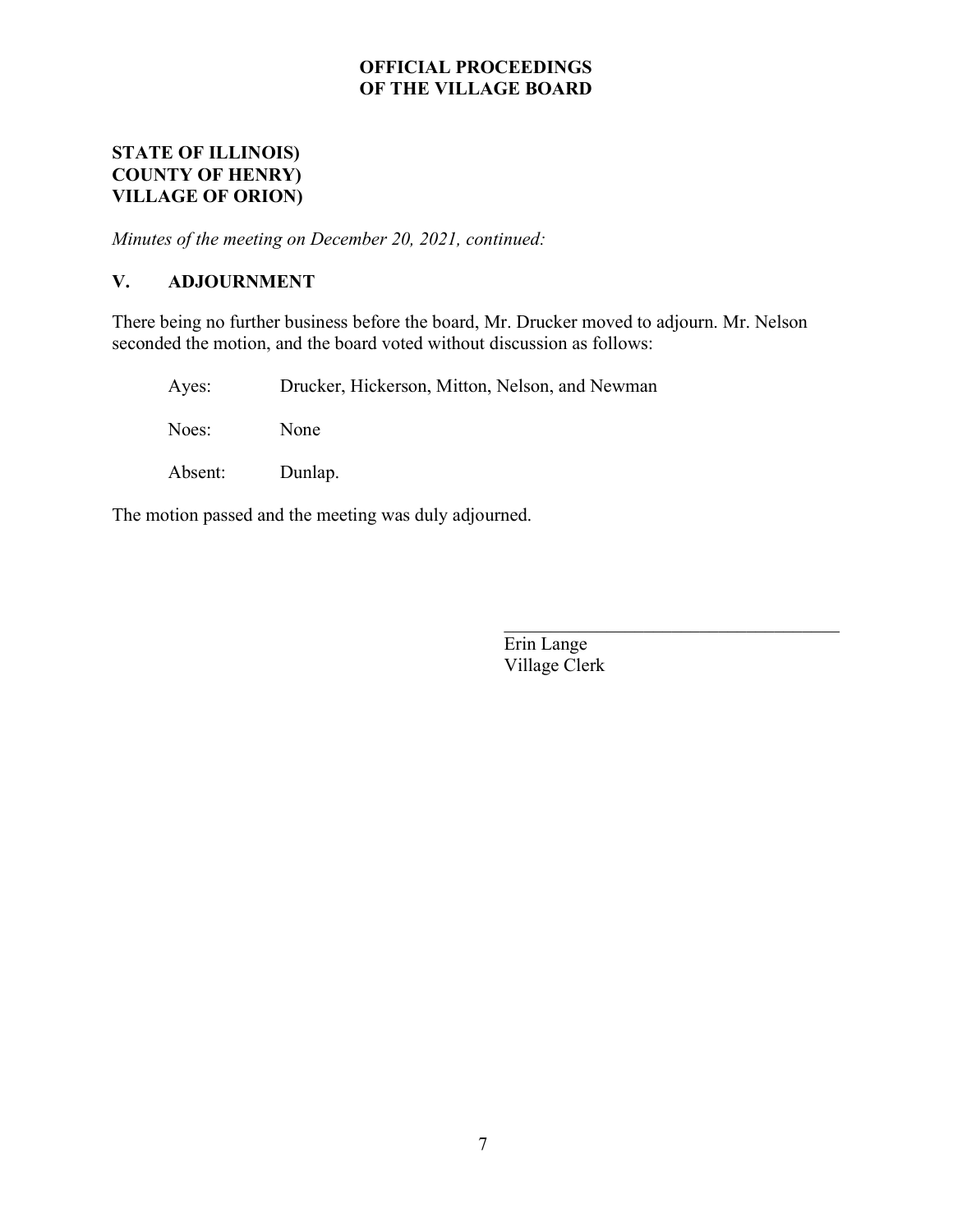**OFFICIAL PROCEEDINGS**
**OF THE VILLAGE BOARD**

**STATE OF ILLINOIS)**
**COUNTY OF HENRY)**
**VILLAGE OF ORION)**

*Minutes of the meeting on December 20, 2021, continued:*

## V. ADJOURNMENT

There being no further business before the board, Mr. Drucker moved to adjourn. Mr. Nelson seconded the motion, and the board voted without discussion as follows:

| | |
|---|---|
| Ayes: | Drucker, Hickerson, Mitton, Nelson, and Newman |
| Noes: | None |
| Absent: | Dunlap. |

The motion passed and the meeting was duly adjourned.

_____________________________________
Erin Lange
Village Clerk